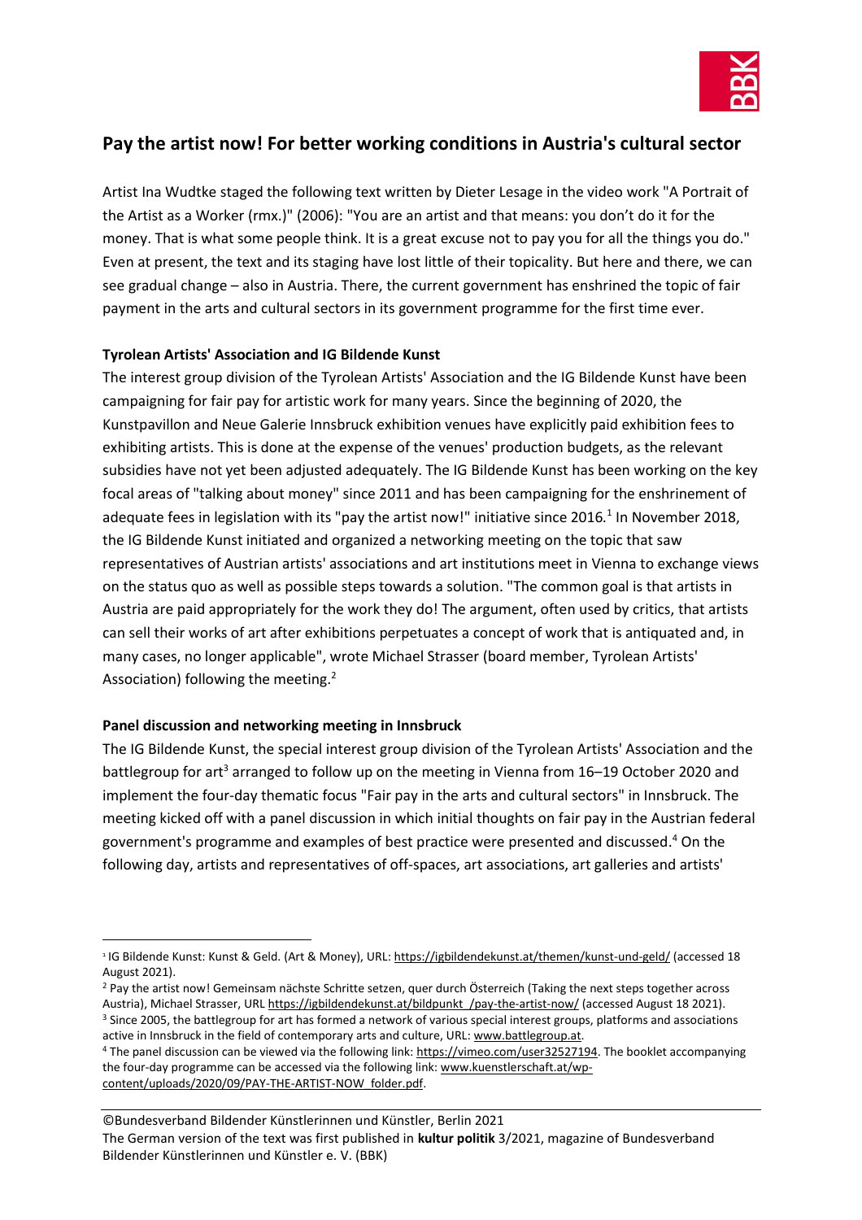## Pay the artist now! For better working conditions in Austria's cultural sector

Artist Ina Wudtke staged the following text written by Dieter Lesage in the video work "A Portrait of the Artist as a Worker (rmx.)" (2006): "You are an artist and that means: you don't do it for the money. That is what some people think. It is a great excuse not to pay you for all the things you do." Even at present, the text and its staging have lost little of their topicality. But here and there, we can see gradual change – also in Austria. There, the current government has enshrined the topic of fair payment in the arts and cultural sectors in its government programme for the first time ever.

### Tyrolean Artists' Association and IG Bildende Kunst

The interest group division of the Tyrolean Artists' Association and the IG Bildende Kunst have been campaigning for fair pay for artistic work for many years. Since the beginning of 2020, the Kunstpavillon and Neue Galerie Innsbruck exhibition venues have explicitly paid exhibition fees to exhibiting artists. This is done at the expense of the venues' production budgets, as the relevant subsidies have not yet been adjusted adequately. The IG Bildende Kunst has been working on the key focal areas of "talking about money" since 2011 and has been campaigning for the enshrinement of adequate fees in legislation with its "pay the artist now!" initiative since 2016.[1] In November 2018, the IG Bildende Kunst initiated and organized a networking meeting on the topic that saw representatives of Austrian artists' associations and art institutions meet in Vienna to exchange views on the status quo as well as possible steps towards a solution. "The common goal is that artists in Austria are paid appropriately for the work they do! The argument, often used by critics, that artists can sell their works of art after exhibitions perpetuates a concept of work that is antiquated and, in many cases, no longer applicable", wrote Michael Strasser (board member, Tyrolean Artists' Association) following the meeting.[2]

### Panel discussion and networking meeting in Innsbruck

The IG Bildende Kunst, the special interest group division of the Tyrolean Artists' Association and the battlegroup for art[3] arranged to follow up on the meeting in Vienna from 16–19 October 2020 and implement the four-day thematic focus "Fair pay in the arts and cultural sectors" in Innsbruck. The meeting kicked off with a panel discussion in which initial thoughts on fair pay in the Austrian federal government's programme and examples of best practice were presented and discussed.[4] On the following day, artists and representatives of off-spaces, art associations, art galleries and artists'

---

[1] IG Bildende Kunst: Kunst & Geld. (Art & Money), URL: https://igbildendekunst.at/themen/kunst-und-geld/ (accessed 18 August 2021).

[2] Pay the artist now! Gemeinsam nächste Schritte setzen, quer durch Österreich (Taking the next steps together across Austria), Michael Strasser, URL https://igbildendekunst.at/bildpunkt_/pay-the-artist-now/ (accessed August 18 2021).

[3] Since 2005, the battlegroup for art has formed a network of various special interest groups, platforms and associations active in Innsbruck in the field of contemporary arts and culture, URL: www.battlegroup.at.

[4] The panel discussion can be viewed via the following link: https://vimeo.com/user32527194. The booklet accompanying the four-day programme can be accessed via the following link: www.kuenstlerschaft.at/wp-content/uploads/2020/09/PAY-THE-ARTIST-NOW_folder.pdf.

©Bundesverband Bildender Künstlerinnen und Künstler, Berlin 2021
The German version of the text was first published in **kultur politik** 3/2021, magazine of Bundesverband Bildender Künstlerinnen und Künstler e. V. (BBK)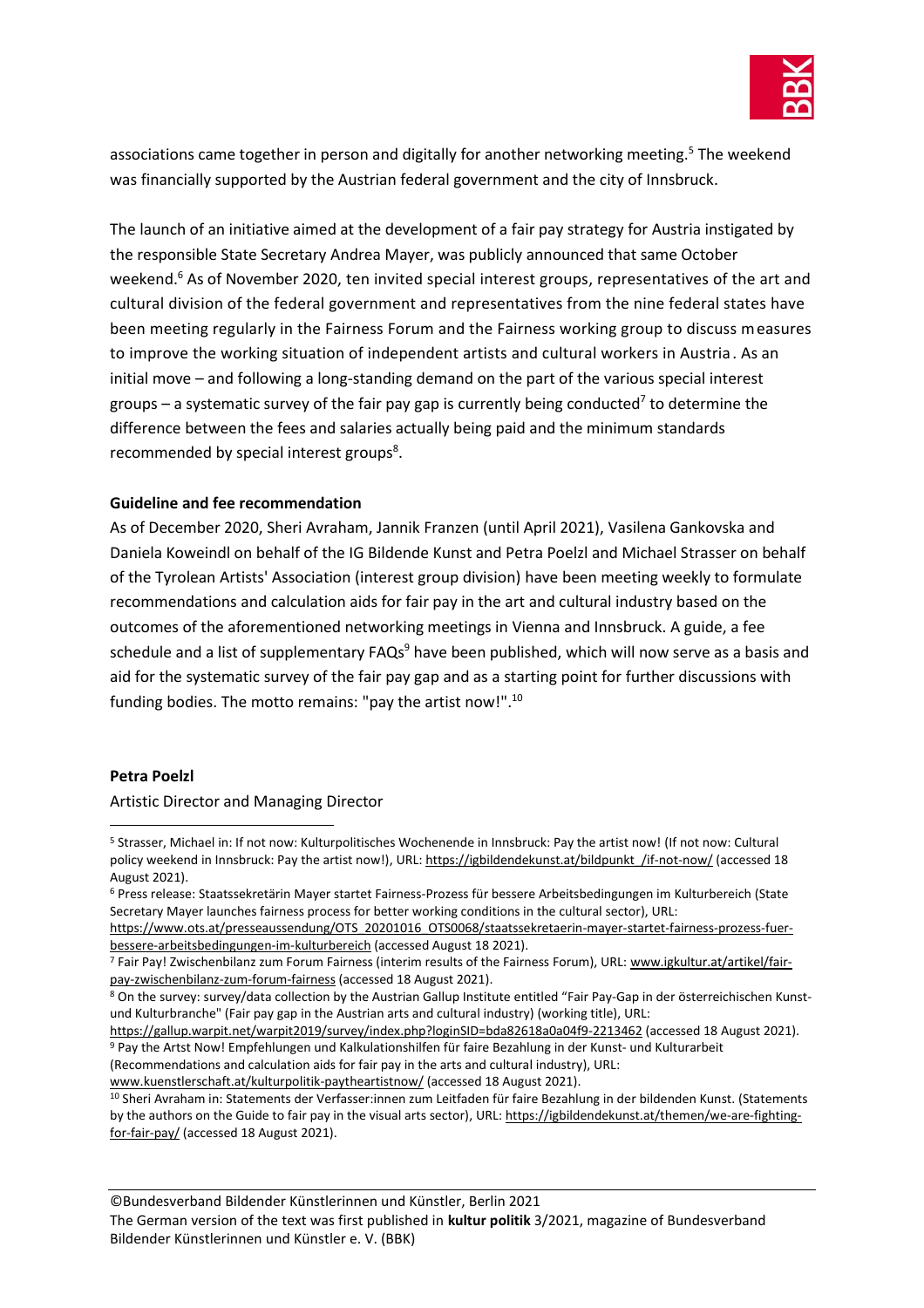associations came together in person and digitally for another networking meeting.[5] The weekend was financially supported by the Austrian federal government and the city of Innsbruck.

The launch of an initiative aimed at the development of a fair pay strategy for Austria instigated by the responsible State Secretary Andrea Mayer, was publicly announced that same October weekend.[6] As of November 2020, ten invited special interest groups, representatives of the art and cultural division of the federal government and representatives from the nine federal states have been meeting regularly in the Fairness Forum and the Fairness working group to discuss measures to improve the working situation of independent artists and cultural workers in Austria. As an initial move – and following a long-standing demand on the part of the various special interest groups – a systematic survey of the fair pay gap is currently being conducted[7] to determine the difference between the fees and salaries actually being paid and the minimum standards recommended by special interest groups[8].

**Guideline and fee recommendation**

As of December 2020, Sheri Avraham, Jannik Franzen (until April 2021), Vasilena Gankovska and Daniela Koweindl on behalf of the IG Bildende Kunst and Petra Poelzl and Michael Strasser on behalf of the Tyrolean Artists' Association (interest group division) have been meeting weekly to formulate recommendations and calculation aids for fair pay in the art and cultural industry based on the outcomes of the aforementioned networking meetings in Vienna and Innsbruck. A guide, a fee schedule and a list of supplementary FAQs[9] have been published, which will now serve as a basis and aid for the systematic survey of the fair pay gap and as a starting point for further discussions with funding bodies. The motto remains: "pay the artist now!".[10]

**Petra Poelzl**

Artistic Director and Managing Director

---

[5] Strasser, Michael in: If not now: Kulturpolitisches Wochenende in Innsbruck: Pay the artist now! (If not now: Cultural policy weekend in Innsbruck: Pay the artist now!), URL: https://igbildendekunst.at/bildpunkt_/if-not-now/ (accessed 18 August 2021).

[6] Press release: Staatssekretärin Mayer startet Fairness-Prozess für bessere Arbeitsbedingungen im Kulturbereich (State Secretary Mayer launches fairness process for better working conditions in the cultural sector), URL: https://www.ots.at/presseaussendung/OTS_20201016_OTS0068/staatssekretaerin-mayer-startet-fairness-prozess-fuer-bessere-arbeitsbedingungen-im-kulturbereich (accessed August 18 2021).

[7] Fair Pay! Zwischenbilanz zum Forum Fairness (interim results of the Fairness Forum), URL: www.igkultur.at/artikel/fair-pay-zwischenbilanz-zum-forum-fairness (accessed 18 August 2021).

[8] On the survey: survey/data collection by the Austrian Gallup Institute entitled "Fair Pay-Gap in der österreichischen Kunst- und Kulturbranche" (Fair pay gap in the Austrian arts and cultural industry) (working title), URL: https://gallup.warpit.net/warpit2019/survey/index.php?loginSID=bda82618a0a04f9-2213462 (accessed 18 August 2021).

[9] Pay the Artst Now! Empfehlungen und Kalkulationshilfen für faire Bezahlung in der Kunst- und Kulturarbeit (Recommendations and calculation aids for fair pay in the arts and cultural industry), URL: www.kuenstlerschaft.at/kulturpolitik-paytheartistnow/ (accessed 18 August 2021).

[10] Sheri Avraham in: Statements der Verfasser:innen zum Leitfaden für faire Bezahlung in der bildenden Kunst. (Statements by the authors on the Guide to fair pay in the visual arts sector), URL: https://igbildendekunst.at/themen/we-are-fighting-for-fair-pay/ (accessed 18 August 2021).

---

©Bundesverband Bildender Künstlerinnen und Künstler, Berlin 2021
The German version of the text was first published in **kultur politik** 3/2021, magazine of Bundesverband Bildender Künstlerinnen und Künstler e. V. (BBK)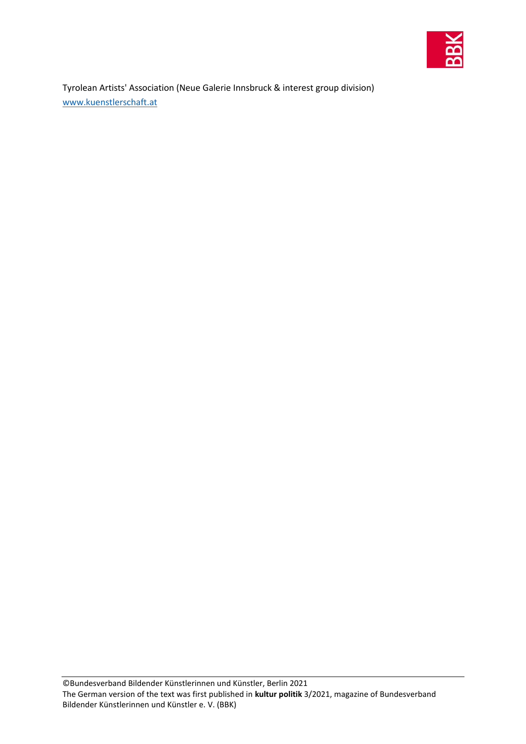Tyrolean Artists' Association (Neue Galerie Innsbruck & interest group division)
www.kuenstlerschaft.at